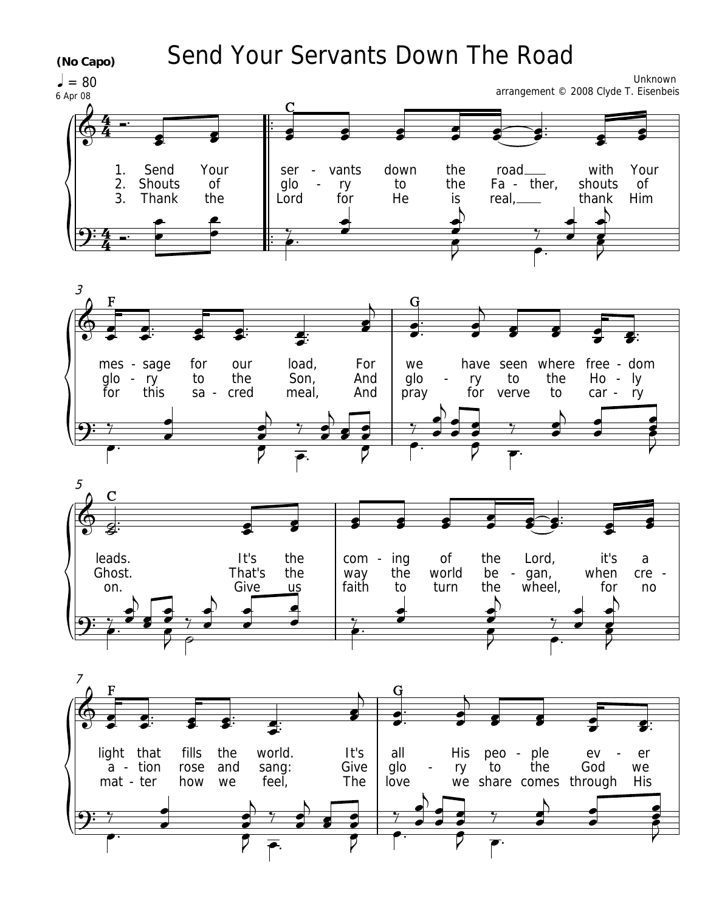# Send Your Servants Down The Road

**(No Capo)**

♩ = 80

6 Apr 08

Unknown
arrangement © 2008 Clyde T. Eisenbeis

1. Send Your servants down the road with Your message for our load, For we have seen where freedom leads. It's the coming of the Lord, it's a light that fills the world. It's all His people ever

2. Shouts of glory to the Father, shouts of glory to the Son, And glory to the Holy Ghost. That's the way the world began, when creation rose and sang: Give glory to the God we

3. Thank the Lord for He is real, thank Him for this sacred meal, And pray for verve to carry on. Give us faith to turn the wheel, for no matter how we feel, The love we share comes through His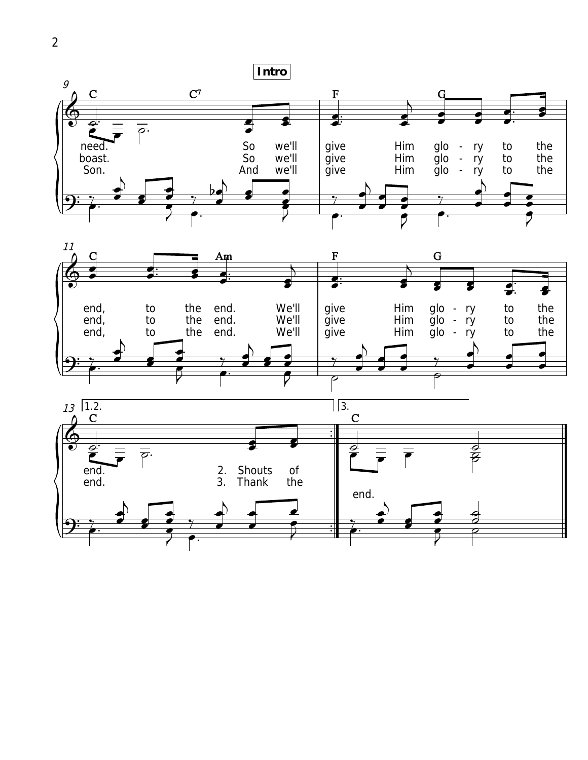**Intro**

C C7 | F G | C Am | F G | 1.2. C | 3. C

need. So we'll give Him glo - ry to the end, to the end. We'll give Him glo - ry to the end. 2. Shouts of

boast. So we'll give Him glo - ry to the end, to the end. We'll give Him glo - ry to the end. 3. Thank the

Son. And we'll give Him glo - ry to the end, to the end. We'll give Him glo - ry to the end.